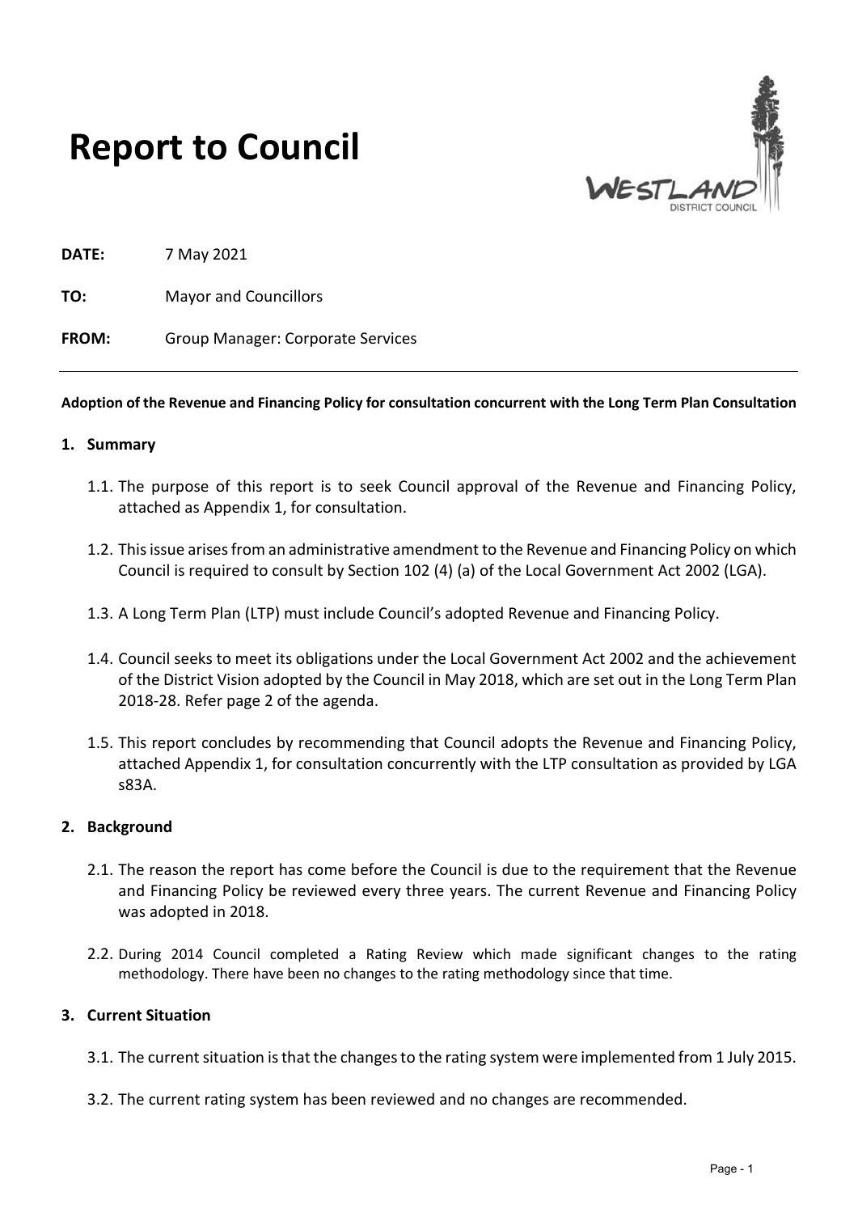# Report to Council

**DATE:** 7 May 2021

**TO:** Mayor and Councillors

**FROM:** Group Manager: Corporate Services

---

**Adoption of the Revenue and Financing Policy for consultation concurrent with the Long Term Plan Consultation**

## 1. Summary

1.1. The purpose of this report is to seek Council approval of the Revenue and Financing Policy, attached as Appendix 1, for consultation.

1.2. This issue arises from an administrative amendment to the Revenue and Financing Policy on which Council is required to consult by Section 102 (4) (a) of the Local Government Act 2002 (LGA).

1.3. A Long Term Plan (LTP) must include Council's adopted Revenue and Financing Policy.

1.4. Council seeks to meet its obligations under the Local Government Act 2002 and the achievement of the District Vision adopted by the Council in May 2018, which are set out in the Long Term Plan 2018-28. Refer page 2 of the agenda.

1.5. This report concludes by recommending that Council adopts the Revenue and Financing Policy, attached Appendix 1, for consultation concurrently with the LTP consultation as provided by LGA s83A.

## 2. Background

2.1. The reason the report has come before the Council is due to the requirement that the Revenue and Financing Policy be reviewed every three years. The current Revenue and Financing Policy was adopted in 2018.

2.2. During 2014 Council completed a Rating Review which made significant changes to the rating methodology. There have been no changes to the rating methodology since that time.

## 3. Current Situation

3.1. The current situation is that the changes to the rating system were implemented from 1 July 2015.

3.2. The current rating system has been reviewed and no changes are recommended.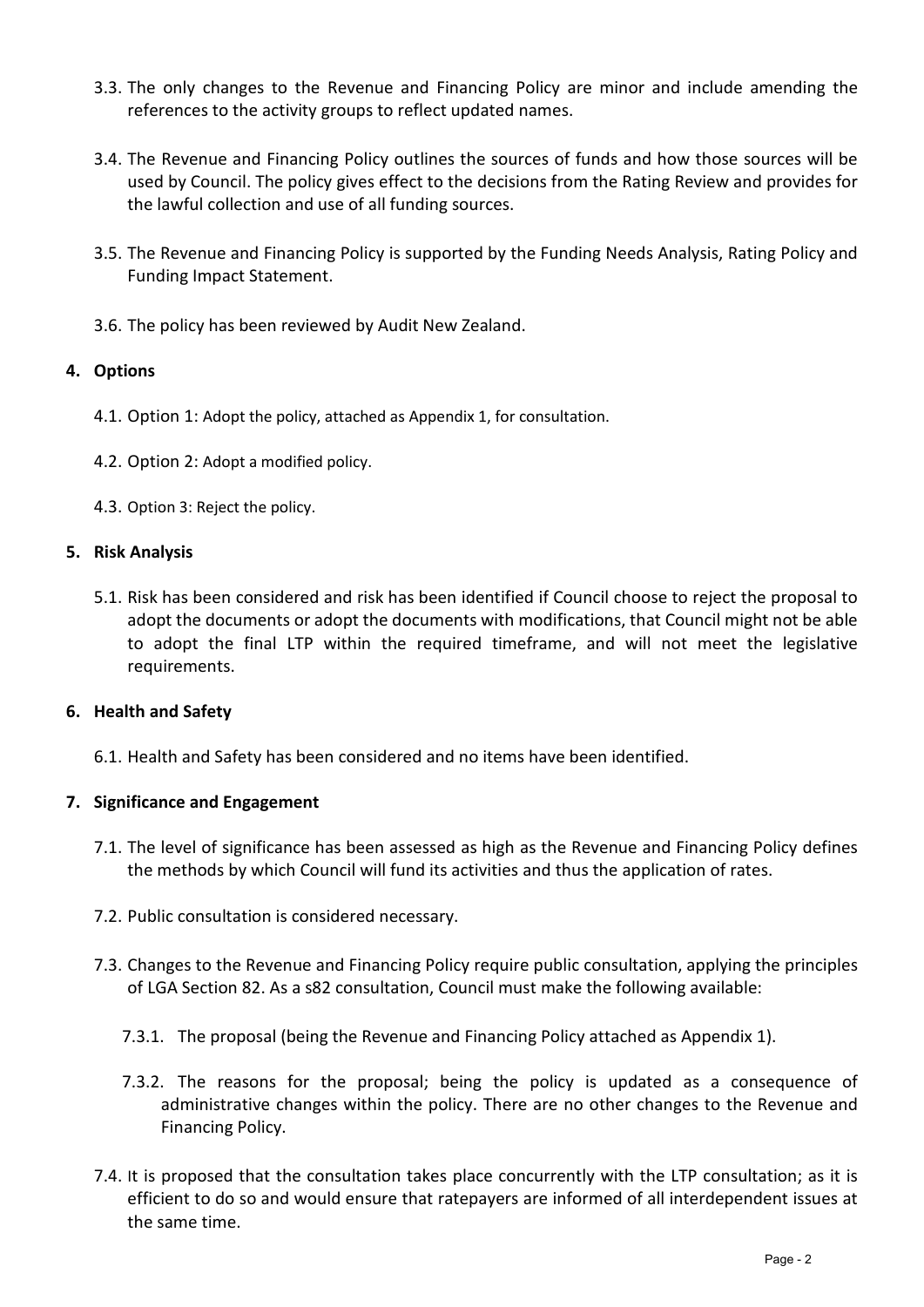3.3. The only changes to the Revenue and Financing Policy are minor and include amending the references to the activity groups to reflect updated names.

3.4. The Revenue and Financing Policy outlines the sources of funds and how those sources will be used by Council. The policy gives effect to the decisions from the Rating Review and provides for the lawful collection and use of all funding sources.

3.5. The Revenue and Financing Policy is supported by the Funding Needs Analysis, Rating Policy and Funding Impact Statement.

3.6. The policy has been reviewed by Audit New Zealand.

## 4. Options

4.1. Option 1: Adopt the policy, attached as Appendix 1, for consultation.

4.2. Option 2: Adopt a modified policy.

4.3. Option 3: Reject the policy.

## 5. Risk Analysis

5.1. Risk has been considered and risk has been identified if Council choose to reject the proposal to adopt the documents or adopt the documents with modifications, that Council might not be able to adopt the final LTP within the required timeframe, and will not meet the legislative requirements.

## 6. Health and Safety

6.1. Health and Safety has been considered and no items have been identified.

## 7. Significance and Engagement

7.1. The level of significance has been assessed as high as the Revenue and Financing Policy defines the methods by which Council will fund its activities and thus the application of rates.

7.2. Public consultation is considered necessary.

7.3. Changes to the Revenue and Financing Policy require public consultation, applying the principles of LGA Section 82. As a s82 consultation, Council must make the following available:

7.3.1. The proposal (being the Revenue and Financing Policy attached as Appendix 1).

7.3.2. The reasons for the proposal; being the policy is updated as a consequence of administrative changes within the policy. There are no other changes to the Revenue and Financing Policy.

7.4. It is proposed that the consultation takes place concurrently with the LTP consultation; as it is efficient to do so and would ensure that ratepayers are informed of all interdependent issues at the same time.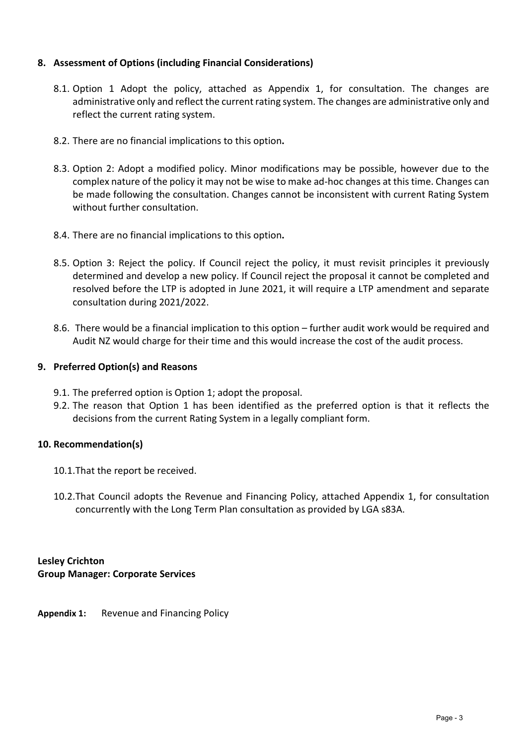## 8. Assessment of Options (including Financial Considerations)

8.1. Option 1 Adopt the policy, attached as Appendix 1, for consultation. The changes are administrative only and reflect the current rating system. The changes are administrative only and reflect the current rating system.

8.2. There are no financial implications to this option**.**

8.3. Option 2: Adopt a modified policy. Minor modifications may be possible, however due to the complex nature of the policy it may not be wise to make ad-hoc changes at this time. Changes can be made following the consultation. Changes cannot be inconsistent with current Rating System without further consultation.

8.4. There are no financial implications to this option**.**

8.5. Option 3: Reject the policy. If Council reject the policy, it must revisit principles it previously determined and develop a new policy. If Council reject the proposal it cannot be completed and resolved before the LTP is adopted in June 2021, it will require a LTP amendment and separate consultation during 2021/2022.

8.6. There would be a financial implication to this option – further audit work would be required and Audit NZ would charge for their time and this would increase the cost of the audit process.

## 9. Preferred Option(s) and Reasons

9.1. The preferred option is Option 1; adopt the proposal.

9.2. The reason that Option 1 has been identified as the preferred option is that it reflects the decisions from the current Rating System in a legally compliant form.

## 10. Recommendation(s)

10.1. That the report be received.

10.2. That Council adopts the Revenue and Financing Policy, attached Appendix 1, for consultation concurrently with the Long Term Plan consultation as provided by LGA s83A.

**Lesley Crichton**
**Group Manager: Corporate Services**

**Appendix 1:** Revenue and Financing Policy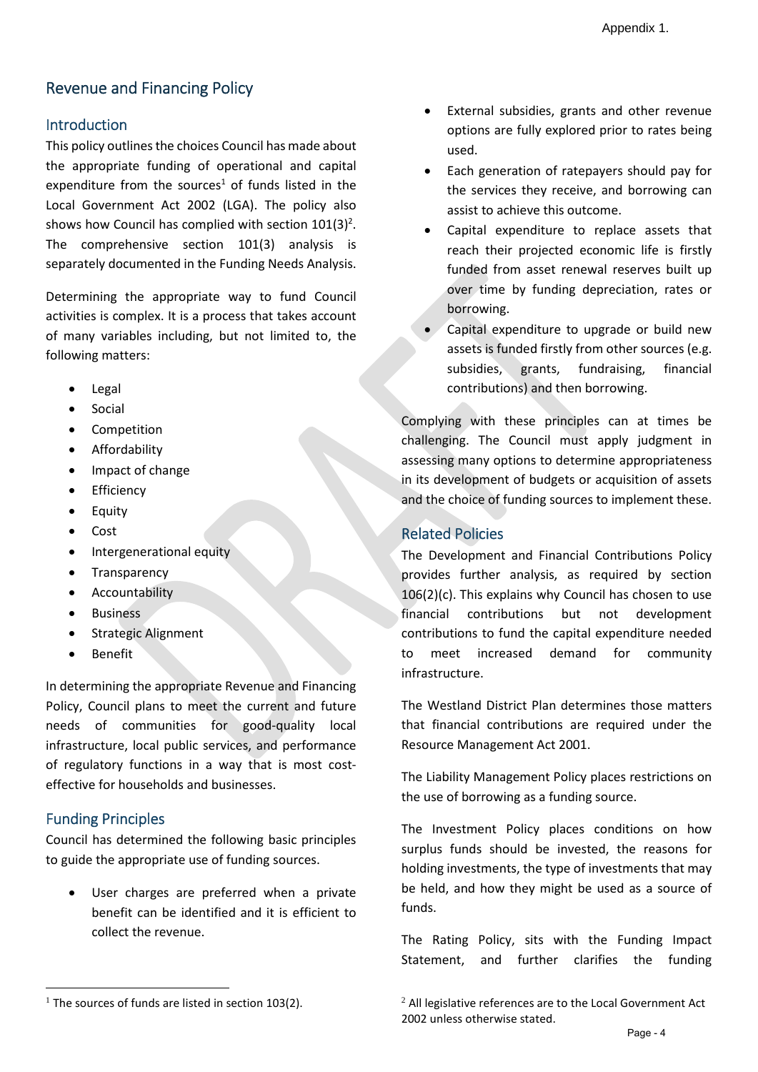## Revenue and Financing Policy

### Introduction

This policy outlines the choices Council has made about the appropriate funding of operational and capital expenditure from the sources[1] of funds listed in the Local Government Act 2002 (LGA). The policy also shows how Council has complied with section 101(3)[2]. The comprehensive section 101(3) analysis is separately documented in the Funding Needs Analysis.

Determining the appropriate way to fund Council activities is complex. It is a process that takes account of many variables including, but not limited to, the following matters:

- Legal
- Social
- Competition
- Affordability
- Impact of change
- Efficiency
- Equity
- Cost
- Intergenerational equity
- Transparency
- Accountability
- Business
- Strategic Alignment
- Benefit

In determining the appropriate Revenue and Financing Policy, Council plans to meet the current and future needs of communities for good-quality local infrastructure, local public services, and performance of regulatory functions in a way that is most cost-effective for households and businesses.

### Funding Principles

Council has determined the following basic principles to guide the appropriate use of funding sources.

- User charges are preferred when a private benefit can be identified and it is efficient to collect the revenue.
- External subsidies, grants and other revenue options are fully explored prior to rates being used.
- Each generation of ratepayers should pay for the services they receive, and borrowing can assist to achieve this outcome.
- Capital expenditure to replace assets that reach their projected economic life is firstly funded from asset renewal reserves built up over time by funding depreciation, rates or borrowing.
- Capital expenditure to upgrade or build new assets is funded firstly from other sources (e.g. subsidies, grants, fundraising, financial contributions) and then borrowing.

Complying with these principles can at times be challenging. The Council must apply judgment in assessing many options to determine appropriateness in its development of budgets or acquisition of assets and the choice of funding sources to implement these.

### Related Policies

The Development and Financial Contributions Policy provides further analysis, as required by section 106(2)(c). This explains why Council has chosen to use financial contributions but not development contributions to fund the capital expenditure needed to meet increased demand for community infrastructure.

The Westland District Plan determines those matters that financial contributions are required under the Resource Management Act 2001.

The Liability Management Policy places restrictions on the use of borrowing as a funding source.

The Investment Policy places conditions on how surplus funds should be invested, the reasons for holding investments, the type of investments that may be held, and how they might be used as a source of funds.

The Rating Policy, sits with the Funding Impact Statement, and further clarifies the funding

[1] The sources of funds are listed in section 103(2).

[2] All legislative references are to the Local Government Act 2002 unless otherwise stated.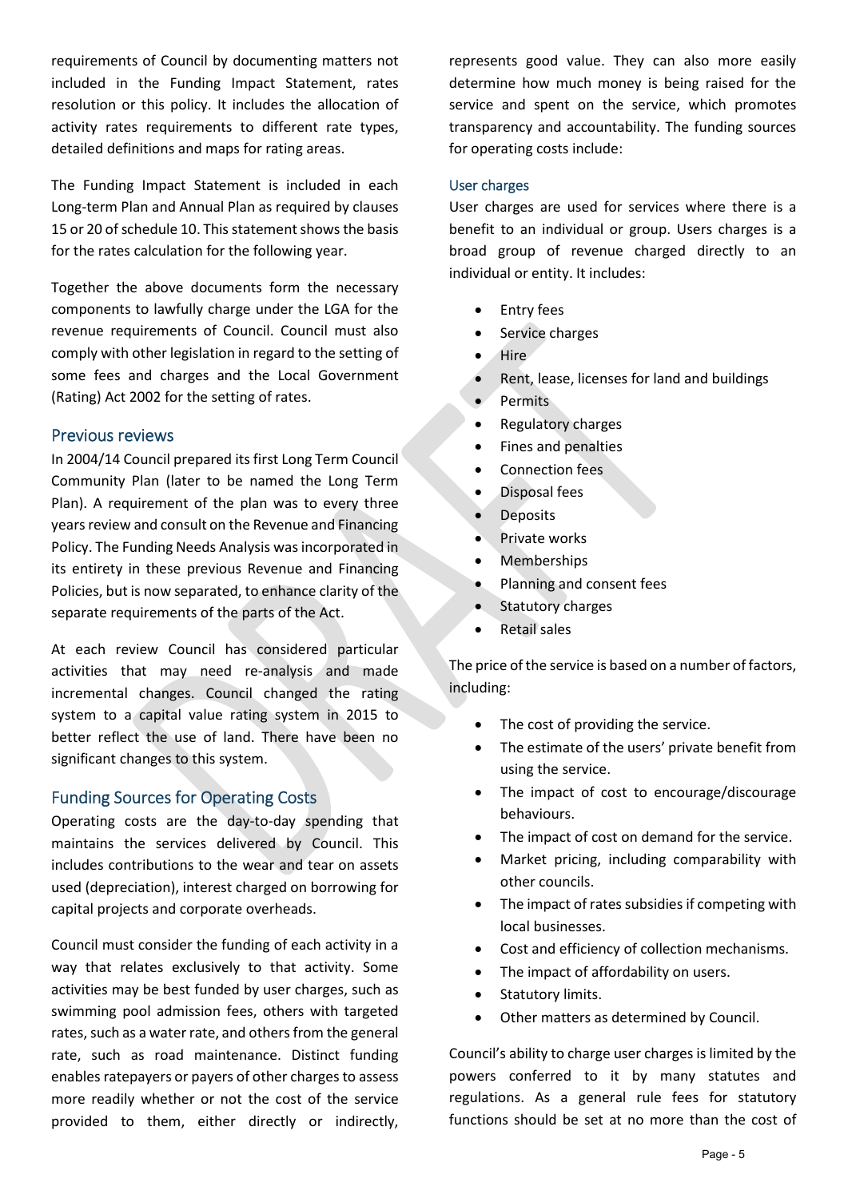requirements of Council by documenting matters not included in the Funding Impact Statement, rates resolution or this policy. It includes the allocation of activity rates requirements to different rate types, detailed definitions and maps for rating areas.

The Funding Impact Statement is included in each Long-term Plan and Annual Plan as required by clauses 15 or 20 of schedule 10. This statement shows the basis for the rates calculation for the following year.

Together the above documents form the necessary components to lawfully charge under the LGA for the revenue requirements of Council. Council must also comply with other legislation in regard to the setting of some fees and charges and the Local Government (Rating) Act 2002 for the setting of rates.

## Previous reviews

In 2004/14 Council prepared its first Long Term Council Community Plan (later to be named the Long Term Plan). A requirement of the plan was to every three years review and consult on the Revenue and Financing Policy. The Funding Needs Analysis was incorporated in its entirety in these previous Revenue and Financing Policies, but is now separated, to enhance clarity of the separate requirements of the parts of the Act.

At each review Council has considered particular activities that may need re-analysis and made incremental changes. Council changed the rating system to a capital value rating system in 2015 to better reflect the use of land. There have been no significant changes to this system.

## Funding Sources for Operating Costs

Operating costs are the day-to-day spending that maintains the services delivered by Council. This includes contributions to the wear and tear on assets used (depreciation), interest charged on borrowing for capital projects and corporate overheads.

Council must consider the funding of each activity in a way that relates exclusively to that activity. Some activities may be best funded by user charges, such as swimming pool admission fees, others with targeted rates, such as a water rate, and others from the general rate, such as road maintenance. Distinct funding enables ratepayers or payers of other charges to assess more readily whether or not the cost of the service provided to them, either directly or indirectly, represents good value. They can also more easily determine how much money is being raised for the service and spent on the service, which promotes transparency and accountability. The funding sources for operating costs include:

### User charges

User charges are used for services where there is a benefit to an individual or group. Users charges is a broad group of revenue charged directly to an individual or entity. It includes:

- Entry fees
- Service charges
- Hire
- Rent, lease, licenses for land and buildings
- Permits
- Regulatory charges
- Fines and penalties
- Connection fees
- Disposal fees
- Deposits
- Private works
- Memberships
- Planning and consent fees
- Statutory charges
- Retail sales

The price of the service is based on a number of factors, including:

- The cost of providing the service.
- The estimate of the users' private benefit from using the service.
- The impact of cost to encourage/discourage behaviours.
- The impact of cost on demand for the service.
- Market pricing, including comparability with other councils.
- The impact of rates subsidies if competing with local businesses.
- Cost and efficiency of collection mechanisms.
- The impact of affordability on users.
- Statutory limits.
- Other matters as determined by Council.

Council's ability to charge user charges is limited by the powers conferred to it by many statutes and regulations. As a general rule fees for statutory functions should be set at no more than the cost of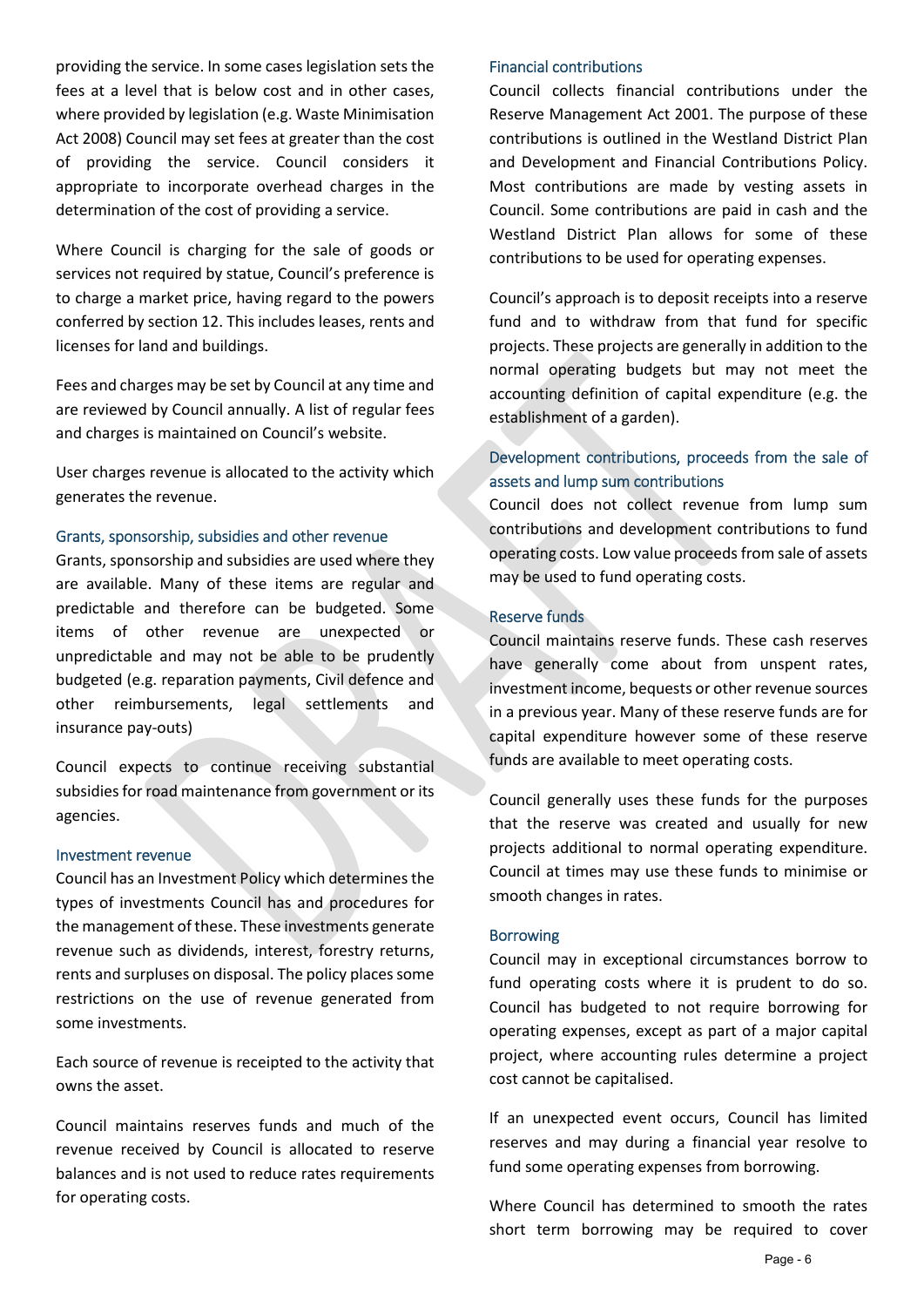providing the service. In some cases legislation sets the fees at a level that is below cost and in other cases, where provided by legislation (e.g. Waste Minimisation Act 2008) Council may set fees at greater than the cost of providing the service. Council considers it appropriate to incorporate overhead charges in the determination of the cost of providing a service.

Where Council is charging for the sale of goods or services not required by statue, Council's preference is to charge a market price, having regard to the powers conferred by section 12. This includes leases, rents and licenses for land and buildings.

Fees and charges may be set by Council at any time and are reviewed by Council annually. A list of regular fees and charges is maintained on Council's website.

User charges revenue is allocated to the activity which generates the revenue.

### Grants, sponsorship, subsidies and other revenue

Grants, sponsorship and subsidies are used where they are available. Many of these items are regular and predictable and therefore can be budgeted. Some items of other revenue are unexpected or unpredictable and may not be able to be prudently budgeted (e.g. reparation payments, Civil defence and other reimbursements, legal settlements and insurance pay-outs)

Council expects to continue receiving substantial subsidies for road maintenance from government or its agencies.

### Investment revenue

Council has an Investment Policy which determines the types of investments Council has and procedures for the management of these. These investments generate revenue such as dividends, interest, forestry returns, rents and surpluses on disposal. The policy places some restrictions on the use of revenue generated from some investments.

Each source of revenue is receipted to the activity that owns the asset.

Council maintains reserves funds and much of the revenue received by Council is allocated to reserve balances and is not used to reduce rates requirements for operating costs.

### Financial contributions

Council collects financial contributions under the Reserve Management Act 2001. The purpose of these contributions is outlined in the Westland District Plan and Development and Financial Contributions Policy. Most contributions are made by vesting assets in Council. Some contributions are paid in cash and the Westland District Plan allows for some of these contributions to be used for operating expenses.

Council's approach is to deposit receipts into a reserve fund and to withdraw from that fund for specific projects. These projects are generally in addition to the normal operating budgets but may not meet the accounting definition of capital expenditure (e.g. the establishment of a garden).

### Development contributions, proceeds from the sale of assets and lump sum contributions

Council does not collect revenue from lump sum contributions and development contributions to fund operating costs. Low value proceeds from sale of assets may be used to fund operating costs.

### Reserve funds

Council maintains reserve funds. These cash reserves have generally come about from unspent rates, investment income, bequests or other revenue sources in a previous year. Many of these reserve funds are for capital expenditure however some of these reserve funds are available to meet operating costs.

Council generally uses these funds for the purposes that the reserve was created and usually for new projects additional to normal operating expenditure. Council at times may use these funds to minimise or smooth changes in rates.

### Borrowing

Council may in exceptional circumstances borrow to fund operating costs where it is prudent to do so. Council has budgeted to not require borrowing for operating expenses, except as part of a major capital project, where accounting rules determine a project cost cannot be capitalised.

If an unexpected event occurs, Council has limited reserves and may during a financial year resolve to fund some operating expenses from borrowing.

Where Council has determined to smooth the rates short term borrowing may be required to cover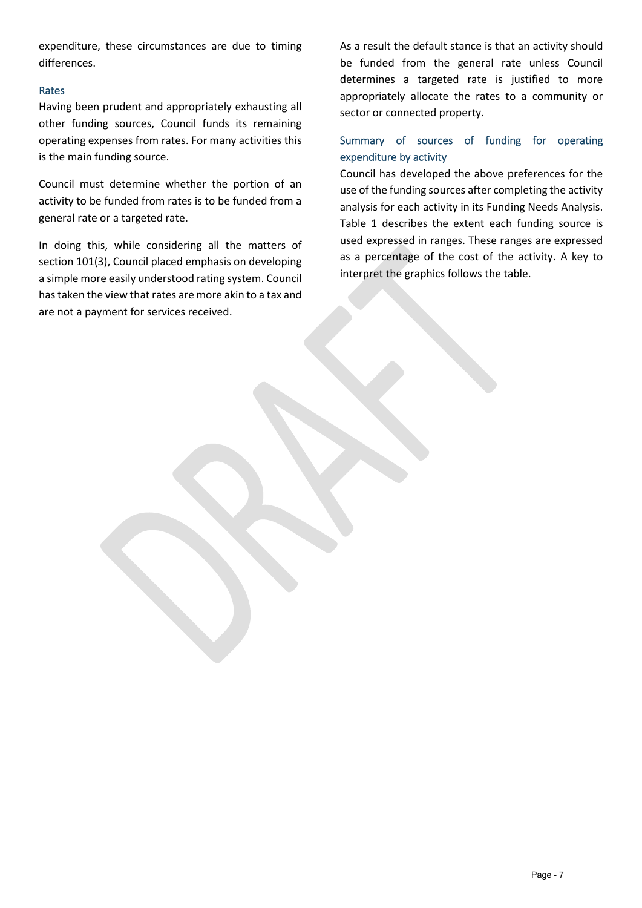expenditure, these circumstances are due to timing differences.

### Rates

Having been prudent and appropriately exhausting all other funding sources, Council funds its remaining operating expenses from rates. For many activities this is the main funding source.

Council must determine whether the portion of an activity to be funded from rates is to be funded from a general rate or a targeted rate.

In doing this, while considering all the matters of section 101(3), Council placed emphasis on developing a simple more easily understood rating system. Council has taken the view that rates are more akin to a tax and are not a payment for services received.

As a result the default stance is that an activity should be funded from the general rate unless Council determines a targeted rate is justified to more appropriately allocate the rates to a community or sector or connected property.

### Summary of sources of funding for operating expenditure by activity

Council has developed the above preferences for the use of the funding sources after completing the activity analysis for each activity in its Funding Needs Analysis. Table 1 describes the extent each funding source is used expressed in ranges. These ranges are expressed as a percentage of the cost of the activity. A key to interpret the graphics follows the table.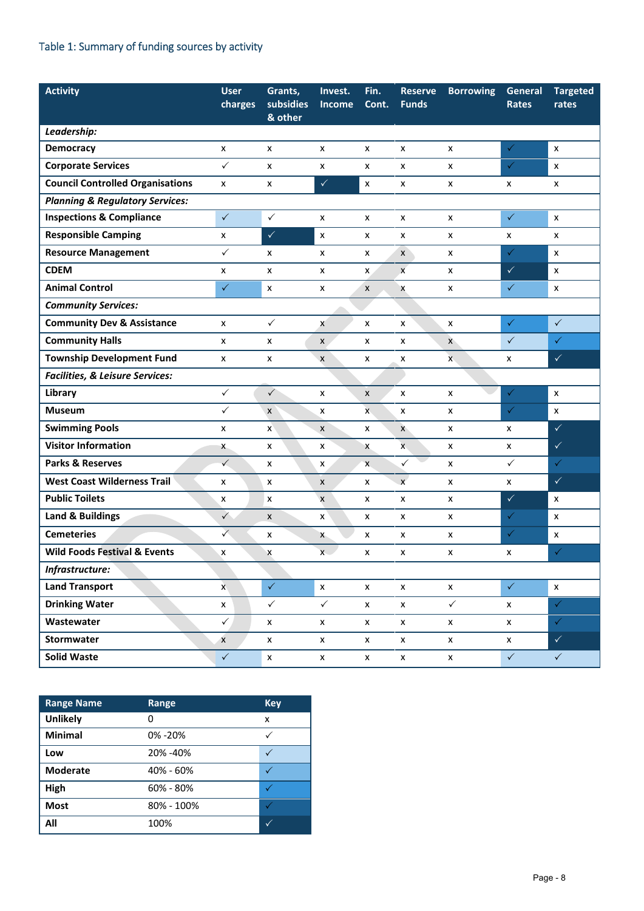## Table 1: Summary of funding sources by activity

| Activity | User charges | Grants, subsidies & other | Invest. Income | Fin. Cont. | Reserve Funds | Borrowing | General Rates | Targeted rates |
|---|---|---|---|---|---|---|---|---|
| ***Leadership:*** | | | | | | | | |
| **Democracy** | x | x | x | x | x | x | ✓ | x |
| **Corporate Services** | ✓ | x | x | x | x | x | ✓ | x |
| **Council Controlled Organisations** | x | x | ✓ | x | x | x | x | x |
| ***Planning & Regulatory Services:*** | | | | | | | | |
| **Inspections & Compliance** | ✓ | ✓ | x | x | x | x | ✓ | x |
| **Responsible Camping** | x | ✓ | x | x | x | x | x | x |
| **Resource Management** | ✓ | x | x | x | x | x | ✓ | x |
| **CDEM** | x | x | x | x | x | x | ✓ | x |
| **Animal Control** | ✓ | x | x | x | x | x | ✓ | x |
| ***Community Services:*** | | | | | | | | |
| **Community Dev & Assistance** | x | ✓ | x | x | x | x | ✓ | ✓ |
| **Community Halls** | x | x | x | x | x | x | ✓ | ✓ |
| **Township Development Fund** | x | x | x | x | x | x | x | ✓ |
| ***Facilities, & Leisure Services:*** | | | | | | | | |
| **Library** | ✓ | ✓ | x | x | x | x | ✓ | x |
| **Museum** | ✓ | x | x | x | x | x | ✓ | x |
| **Swimming Pools** | x | x | x | x | x | x | x | ✓ |
| **Visitor Information** | x | x | x | x | x | x | x | ✓ |
| **Parks & Reserves** | ✓ | x | x | x | ✓ | x | ✓ | ✓ |
| **West Coast Wilderness Trail** | x | x | x | x | x | x | x | ✓ |
| **Public Toilets** | x | x | x | x | x | x | ✓ | x |
| **Land & Buildings** | ✓ | x | x | x | x | x | ✓ | x |
| **Cemeteries** | ✓ | x | x | x | x | x | ✓ | x |
| **Wild Foods Festival & Events** | x | x | x | x | x | x | x | ✓ |
| ***Infrastructure:*** | | | | | | | | |
| **Land Transport** | x | ✓ | x | x | x | x | ✓ | x |
| **Drinking Water** | x | ✓ | ✓ | x | x | ✓ | x | ✓ |
| **Wastewater** | ✓ | x | x | x | x | x | x | ✓ |
| **Stormwater** | x | x | x | x | x | x | x | ✓ |
| **Solid Waste** | ✓ | x | x | x | x | x | ✓ | ✓ |

| Range Name | Range | Key |
|---|---|---|
| **Unlikely** | 0 | x |
| **Minimal** | 0% -20% | ✓ |
| **Low** | 20% -40% | ✓ |
| **Moderate** | 40% - 60% | ✓ |
| **High** | 60% - 80% | ✓ |
| **Most** | 80% - 100% | ✓ |
| **All** | 100% | ✓ |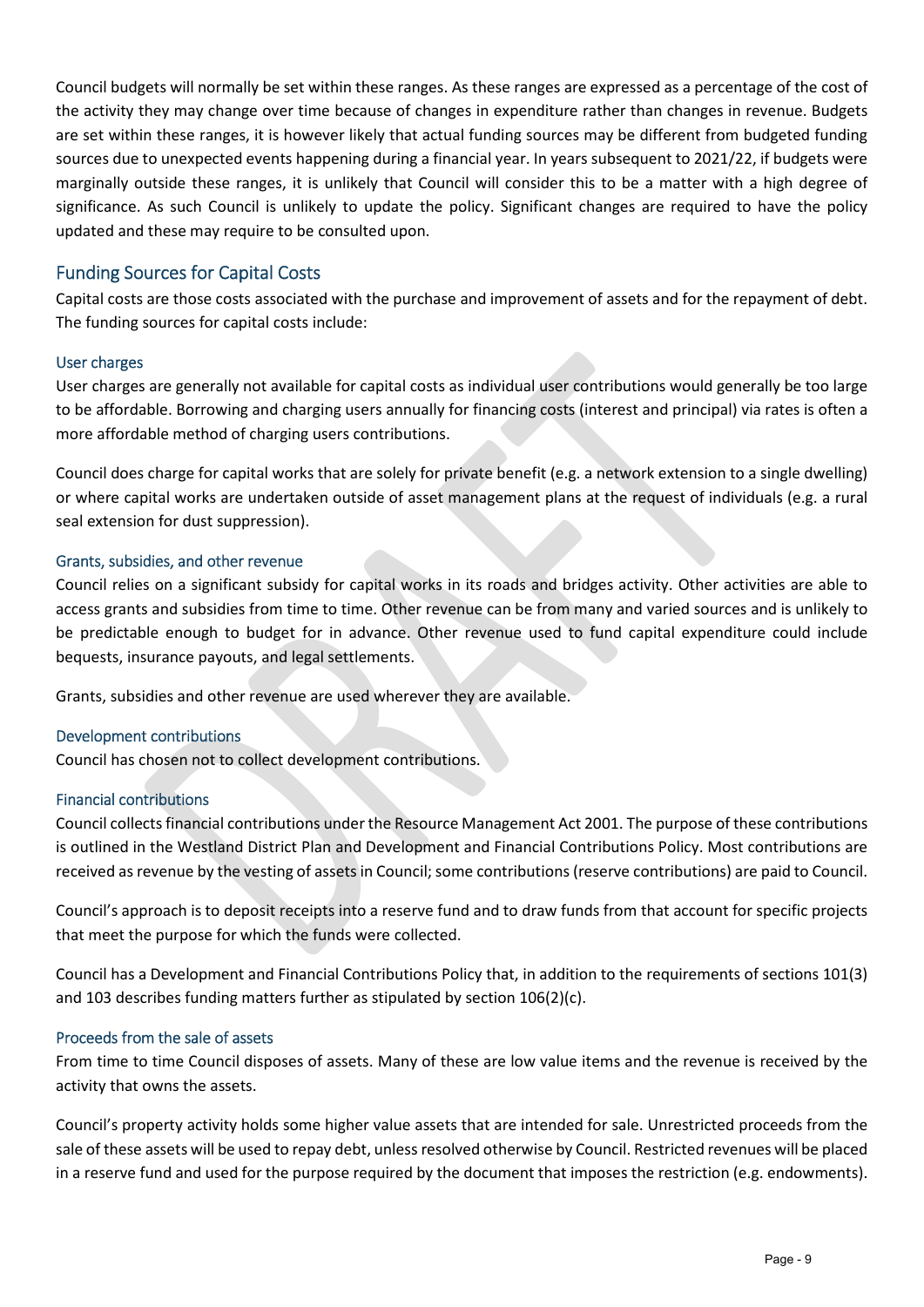Council budgets will normally be set within these ranges. As these ranges are expressed as a percentage of the cost of the activity they may change over time because of changes in expenditure rather than changes in revenue. Budgets are set within these ranges, it is however likely that actual funding sources may be different from budgeted funding sources due to unexpected events happening during a financial year. In years subsequent to 2021/22, if budgets were marginally outside these ranges, it is unlikely that Council will consider this to be a matter with a high degree of significance. As such Council is unlikely to update the policy. Significant changes are required to have the policy updated and these may require to be consulted upon.

## Funding Sources for Capital Costs

Capital costs are those costs associated with the purchase and improvement of assets and for the repayment of debt. The funding sources for capital costs include:

### User charges

User charges are generally not available for capital costs as individual user contributions would generally be too large to be affordable. Borrowing and charging users annually for financing costs (interest and principal) via rates is often a more affordable method of charging users contributions.

Council does charge for capital works that are solely for private benefit (e.g. a network extension to a single dwelling) or where capital works are undertaken outside of asset management plans at the request of individuals (e.g. a rural seal extension for dust suppression).

### Grants, subsidies, and other revenue

Council relies on a significant subsidy for capital works in its roads and bridges activity. Other activities are able to access grants and subsidies from time to time. Other revenue can be from many and varied sources and is unlikely to be predictable enough to budget for in advance. Other revenue used to fund capital expenditure could include bequests, insurance payouts, and legal settlements.

Grants, subsidies and other revenue are used wherever they are available.

### Development contributions

Council has chosen not to collect development contributions.

### Financial contributions

Council collects financial contributions under the Resource Management Act 2001. The purpose of these contributions is outlined in the Westland District Plan and Development and Financial Contributions Policy. Most contributions are received as revenue by the vesting of assets in Council; some contributions (reserve contributions) are paid to Council.

Council's approach is to deposit receipts into a reserve fund and to draw funds from that account for specific projects that meet the purpose for which the funds were collected.

Council has a Development and Financial Contributions Policy that, in addition to the requirements of sections 101(3) and 103 describes funding matters further as stipulated by section 106(2)(c).

### Proceeds from the sale of assets

From time to time Council disposes of assets. Many of these are low value items and the revenue is received by the activity that owns the assets.

Council's property activity holds some higher value assets that are intended for sale. Unrestricted proceeds from the sale of these assets will be used to repay debt, unless resolved otherwise by Council. Restricted revenues will be placed in a reserve fund and used for the purpose required by the document that imposes the restriction (e.g. endowments).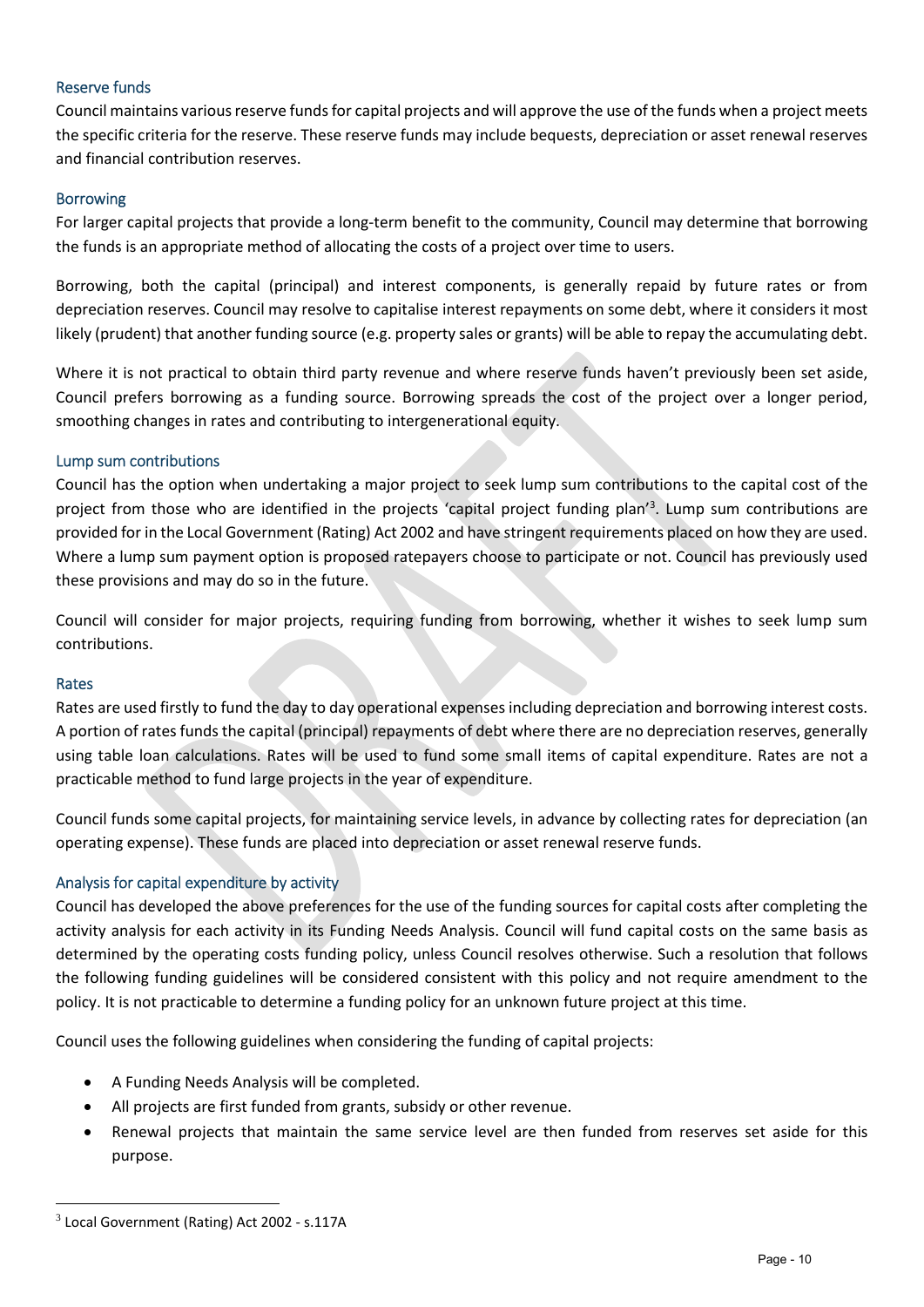### Reserve funds

Council maintains various reserve funds for capital projects and will approve the use of the funds when a project meets the specific criteria for the reserve. These reserve funds may include bequests, depreciation or asset renewal reserves and financial contribution reserves.

### Borrowing

For larger capital projects that provide a long-term benefit to the community, Council may determine that borrowing the funds is an appropriate method of allocating the costs of a project over time to users.

Borrowing, both the capital (principal) and interest components, is generally repaid by future rates or from depreciation reserves. Council may resolve to capitalise interest repayments on some debt, where it considers it most likely (prudent) that another funding source (e.g. property sales or grants) will be able to repay the accumulating debt.

Where it is not practical to obtain third party revenue and where reserve funds haven't previously been set aside, Council prefers borrowing as a funding source. Borrowing spreads the cost of the project over a longer period, smoothing changes in rates and contributing to intergenerational equity.

### Lump sum contributions

Council has the option when undertaking a major project to seek lump sum contributions to the capital cost of the project from those who are identified in the projects 'capital project funding plan'[3]. Lump sum contributions are provided for in the Local Government (Rating) Act 2002 and have stringent requirements placed on how they are used. Where a lump sum payment option is proposed ratepayers choose to participate or not. Council has previously used these provisions and may do so in the future.

Council will consider for major projects, requiring funding from borrowing, whether it wishes to seek lump sum contributions.

### Rates

Rates are used firstly to fund the day to day operational expenses including depreciation and borrowing interest costs. A portion of rates funds the capital (principal) repayments of debt where there are no depreciation reserves, generally using table loan calculations. Rates will be used to fund some small items of capital expenditure. Rates are not a practicable method to fund large projects in the year of expenditure.

Council funds some capital projects, for maintaining service levels, in advance by collecting rates for depreciation (an operating expense). These funds are placed into depreciation or asset renewal reserve funds.

### Analysis for capital expenditure by activity

Council has developed the above preferences for the use of the funding sources for capital costs after completing the activity analysis for each activity in its Funding Needs Analysis. Council will fund capital costs on the same basis as determined by the operating costs funding policy, unless Council resolves otherwise. Such a resolution that follows the following funding guidelines will be considered consistent with this policy and not require amendment to the policy. It is not practicable to determine a funding policy for an unknown future project at this time.

Council uses the following guidelines when considering the funding of capital projects:

- A Funding Needs Analysis will be completed.
- All projects are first funded from grants, subsidy or other revenue.
- Renewal projects that maintain the same service level are then funded from reserves set aside for this purpose.

---

[3] Local Government (Rating) Act 2002 - s.117A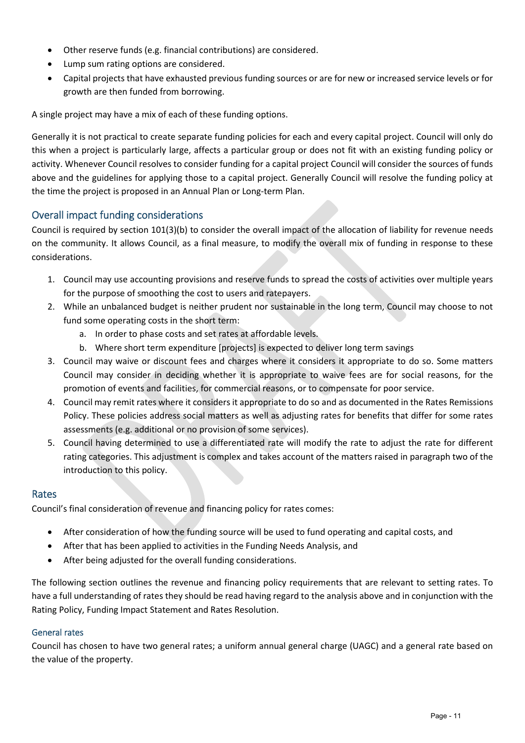- Other reserve funds (e.g. financial contributions) are considered.
- Lump sum rating options are considered.
- Capital projects that have exhausted previous funding sources or are for new or increased service levels or for growth are then funded from borrowing.

A single project may have a mix of each of these funding options.

Generally it is not practical to create separate funding policies for each and every capital project. Council will only do this when a project is particularly large, affects a particular group or does not fit with an existing funding policy or activity. Whenever Council resolves to consider funding for a capital project Council will consider the sources of funds above and the guidelines for applying those to a capital project. Generally Council will resolve the funding policy at the time the project is proposed in an Annual Plan or Long-term Plan.

## Overall impact funding considerations

Council is required by section 101(3)(b) to consider the overall impact of the allocation of liability for revenue needs on the community. It allows Council, as a final measure, to modify the overall mix of funding in response to these considerations.

1. Council may use accounting provisions and reserve funds to spread the costs of activities over multiple years for the purpose of smoothing the cost to users and ratepayers.
2. While an unbalanced budget is neither prudent nor sustainable in the long term, Council may choose to not fund some operating costs in the short term:
   a. In order to phase costs and set rates at affordable levels.
   b. Where short term expenditure [projects] is expected to deliver long term savings
3. Council may waive or discount fees and charges where it considers it appropriate to do so. Some matters Council may consider in deciding whether it is appropriate to waive fees are for social reasons, for the promotion of events and facilities, for commercial reasons, or to compensate for poor service.
4. Council may remit rates where it considers it appropriate to do so and as documented in the Rates Remissions Policy. These policies address social matters as well as adjusting rates for benefits that differ for some rates assessments (e.g. additional or no provision of some services).
5. Council having determined to use a differentiated rate will modify the rate to adjust the rate for different rating categories. This adjustment is complex and takes account of the matters raised in paragraph two of the introduction to this policy.

## Rates

Council's final consideration of revenue and financing policy for rates comes:

- After consideration of how the funding source will be used to fund operating and capital costs, and
- After that has been applied to activities in the Funding Needs Analysis, and
- After being adjusted for the overall funding considerations.

The following section outlines the revenue and financing policy requirements that are relevant to setting rates. To have a full understanding of rates they should be read having regard to the analysis above and in conjunction with the Rating Policy, Funding Impact Statement and Rates Resolution.

### General rates

Council has chosen to have two general rates; a uniform annual general charge (UAGC) and a general rate based on the value of the property.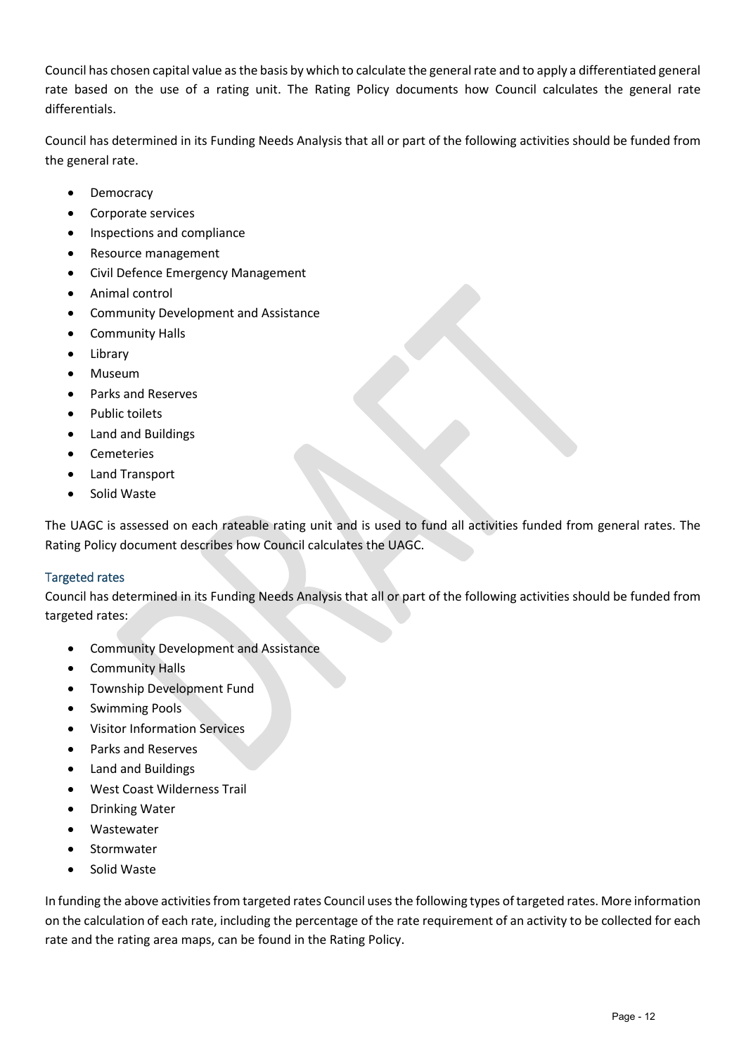Council has chosen capital value as the basis by which to calculate the general rate and to apply a differentiated general rate based on the use of a rating unit. The Rating Policy documents how Council calculates the general rate differentials.

Council has determined in its Funding Needs Analysis that all or part of the following activities should be funded from the general rate.

- Democracy
- Corporate services
- Inspections and compliance
- Resource management
- Civil Defence Emergency Management
- Animal control
- Community Development and Assistance
- Community Halls
- Library
- Museum
- Parks and Reserves
- Public toilets
- Land and Buildings
- Cemeteries
- Land Transport
- Solid Waste

The UAGC is assessed on each rateable rating unit and is used to fund all activities funded from general rates. The Rating Policy document describes how Council calculates the UAGC.

### Targeted rates

Council has determined in its Funding Needs Analysis that all or part of the following activities should be funded from targeted rates:

- Community Development and Assistance
- Community Halls
- Township Development Fund
- Swimming Pools
- Visitor Information Services
- Parks and Reserves
- Land and Buildings
- West Coast Wilderness Trail
- Drinking Water
- Wastewater
- Stormwater
- Solid Waste

In funding the above activities from targeted rates Council uses the following types of targeted rates. More information on the calculation of each rate, including the percentage of the rate requirement of an activity to be collected for each rate and the rating area maps, can be found in the Rating Policy.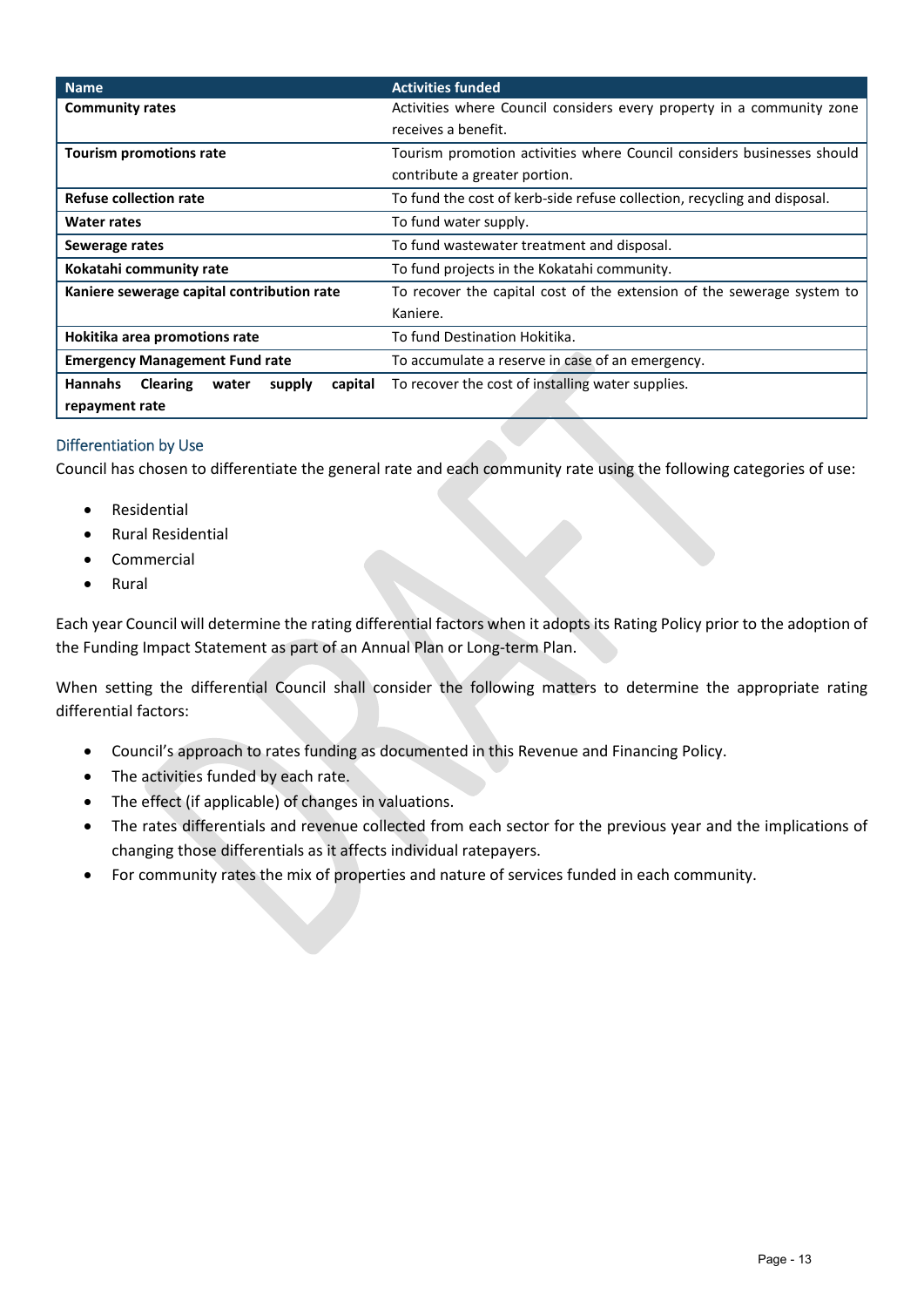| Name | Activities funded |
| --- | --- |
| **Community rates** | Activities where Council considers every property in a community zone receives a benefit. |
| **Tourism promotions rate** | Tourism promotion activities where Council considers businesses should contribute a greater portion. |
| **Refuse collection rate** | To fund the cost of kerb-side refuse collection, recycling and disposal. |
| **Water rates** | To fund water supply. |
| **Sewerage rates** | To fund wastewater treatment and disposal. |
| **Kokatahi community rate** | To fund projects in the Kokatahi community. |
| **Kaniere sewerage capital contribution rate** | To recover the capital cost of the extension of the sewerage system to Kaniere. |
| **Hokitika area promotions rate** | To fund Destination Hokitika. |
| **Emergency Management Fund rate** | To accumulate a reserve in case of an emergency. |
| **Hannahs Clearing water supply capital repayment rate** | To recover the cost of installing water supplies. |

### Differentiation by Use

Council has chosen to differentiate the general rate and each community rate using the following categories of use:

- Residential
- Rural Residential
- Commercial
- Rural

Each year Council will determine the rating differential factors when it adopts its Rating Policy prior to the adoption of the Funding Impact Statement as part of an Annual Plan or Long-term Plan.

When setting the differential Council shall consider the following matters to determine the appropriate rating differential factors:

- Council's approach to rates funding as documented in this Revenue and Financing Policy.
- The activities funded by each rate.
- The effect (if applicable) of changes in valuations.
- The rates differentials and revenue collected from each sector for the previous year and the implications of changing those differentials as it affects individual ratepayers.
- For community rates the mix of properties and nature of services funded in each community.